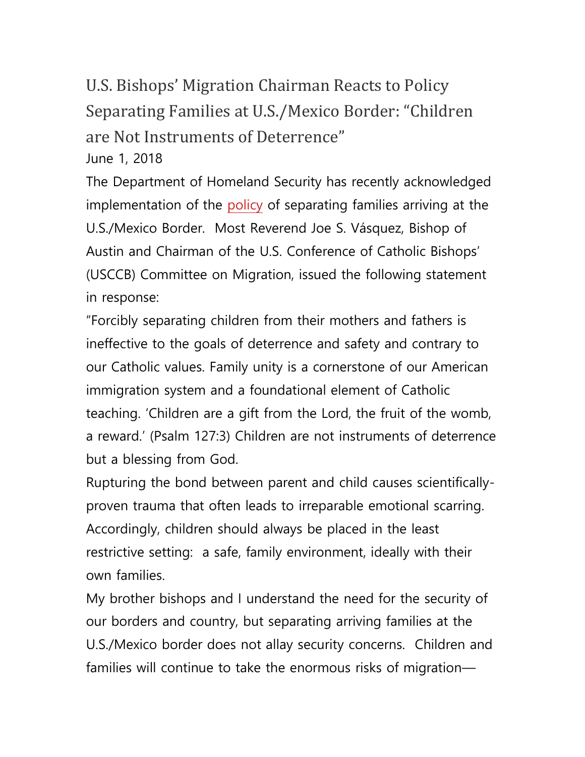# U.S. Bishops' Migration Chairman Reacts to Policy Separating Families at U.S./Mexico Border: "Children are Not Instruments of Deterrence"

June 1, 2018

The Department of Homeland Security has recently acknowledged implementation of the policy of separating families arriving at the U.S./Mexico Border. Most Reverend Joe S. Vásquez, Bishop of Austin and Chairman of the U.S. Conference of Catholic Bishops' (USCCB) Committee on Migration, issued the following statement in response:

"Forcibly separating children from their mothers and fathers is ineffective to the goals of deterrence and safety and contrary to our Catholic values. Family unity is a cornerstone of our American immigration system and a foundational element of Catholic teaching. 'Children are a gift from the Lord, the fruit of the womb, a reward.' (Psalm 127:3) Children are not instruments of deterrence but a blessing from God.

Rupturing the bond between parent and child causes scientifically-proven trauma that often leads to irreparable emotional scarring. Accordingly, children should always be placed in the least restrictive setting: a safe, family environment, ideally with their own families.

My brother bishops and I understand the need for the security of our borders and country, but separating arriving families at the U.S./Mexico border does not allay security concerns. Children and families will continue to take the enormous risks of migration—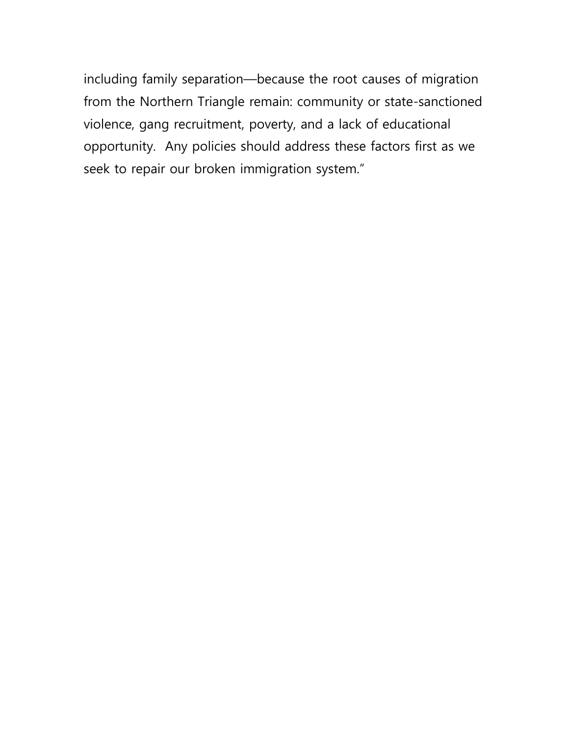including family separation—because the root causes of migration from the Northern Triangle remain: community or state-sanctioned violence, gang recruitment, poverty, and a lack of educational opportunity.  Any policies should address these factors first as we seek to repair our broken immigration system."